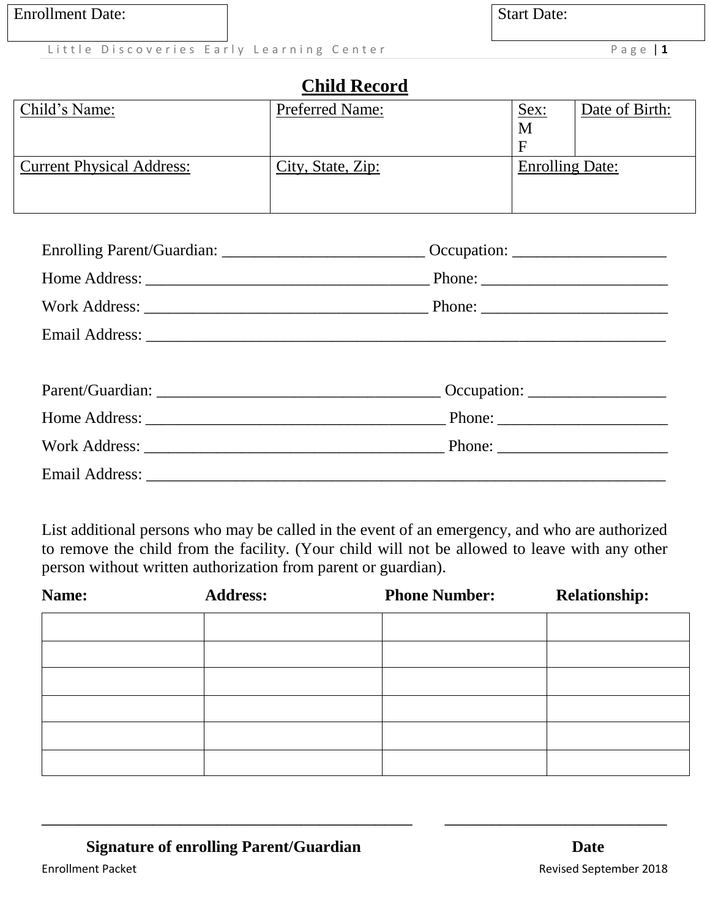| Enrollment Date: | Start Date: |
|---|---|

# Child Record

| Child's Name: | Preferred Name: | Sex: M F | Date of Birth: |
|---|---|---|---|
| Current Physical Address: | City, State, Zip: | Enrolling Date: | |

Enrolling Parent/Guardian: _________________________ Occupation: ___________________

Home Address: ___________________________________ Phone: _______________________

Work Address: ___________________________________ Phone: _______________________

Email Address: ___________________________________________________________________

Parent/Guardian: ___________________________________ Occupation: _________________

Home Address: _____________________________________ Phone: _____________________

Work Address: _____________________________________ Phone: _____________________

Email Address: ___________________________________________________________________

List additional persons who may be called in the event of an emergency, and who are authorized to remove the child from the facility. (Your child will not be allowed to leave with any other person without written authorization from parent or guardian).

| **Name:** | **Address:** | **Phone Number:** | **Relationship:** |
|---|---|---|---|
| | | | |
| | | | |
| | | | |
| | | | |
| | | | |
| | | | |

_______________________________________________ ____________________________

**Signature of enrolling Parent/Guardian** **Date**

Enrollment Packet Revised September 2018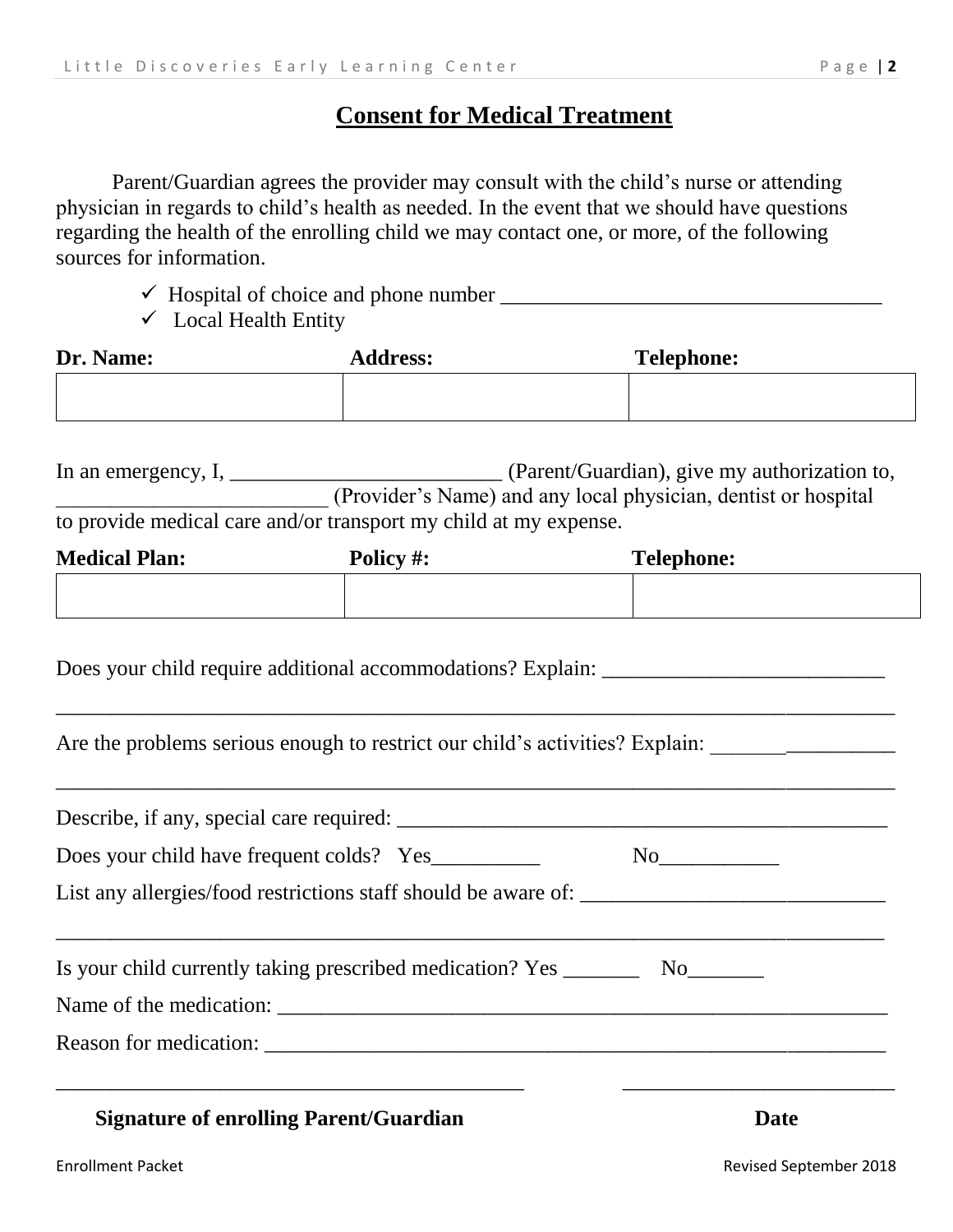## Consent for Medical Treatment

Parent/Guardian agrees the provider may consult with the child's nurse or attending physician in regards to child's health as needed. In the event that we should have questions regarding the health of the enrolling child we may contact one, or more, of the following sources for information.

- ✓ Hospital of choice and phone number ___________________________________
- ✓ Local Health Entity

| Dr. Name: | Address: | Telephone: |
|---|---|---|
| | | |

In an emergency, I, _________________________ (Parent/Guardian), give my authorization to, _________________________ (Provider's Name) and any local physician, dentist or hospital to provide medical care and/or transport my child at my expense.

| Medical Plan: | Policy #: | Telephone: |
|---|---|---|
| | | |

Does your child require additional accommodations? Explain: __________________________

_______________________________________________________________________________

Are the problems serious enough to restrict our child's activities? Explain: _________________

_______________________________________________________________________________

Describe, if any, special care required: _______________________________________________

Does your child have frequent colds? Yes__________ No___________

List any allergies/food restrictions staff should be aware of: ___________________________

_______________________________________________________________________________

Is your child currently taking prescribed medication? Yes _______ No_______

Name of the medication: ___________________________________________________________

Reason for medication: ____________________________________________________________

_____________________________________________ __________________________

**Signature of enrolling Parent/Guardian** **Date**

Enrollment Packet Revised September 2018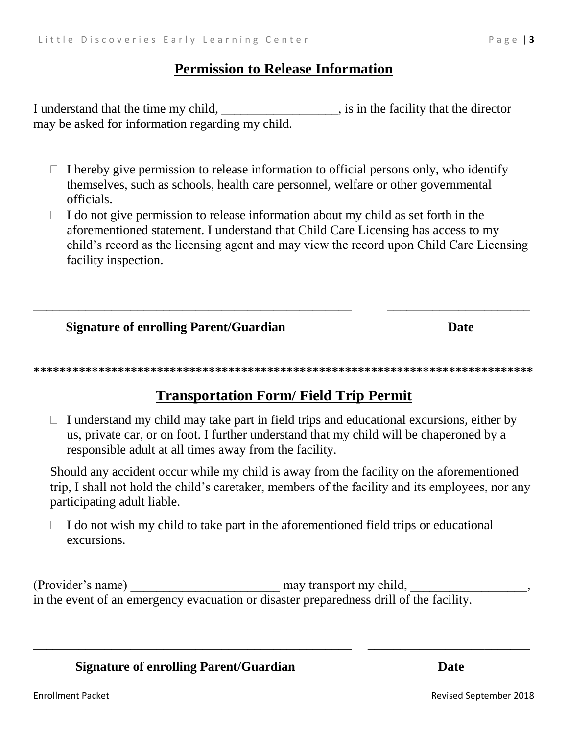## Permission to Release Information

I understand that the time my child, __________________, is in the facility that the director may be asked for information regarding my child.

- ☐ I hereby give permission to release information to official persons only, who identify themselves, such as schools, health care personnel, welfare or other governmental officials.
- ☐ I do not give permission to release information about my child as set forth in the aforementioned statement. I understand that Child Care Licensing has access to my child's record as the licensing agent and may view the record upon Child Care Licensing facility inspection.

_____________________________________________________ ________________________

**Signature of enrolling Parent/Guardian** **Date**

**\*\*\*\*\*\*\*\*\*\*\*\*\*\*\*\*\*\*\*\*\*\*\*\*\*\*\*\*\*\*\*\*\*\*\*\*\*\*\*\*\*\*\*\*\*\*\*\*\*\*\*\*\*\*\*\*\*\*\*\*\*\*\*\*\*\*\*\*\*\*\*\*\*\*\*\*\*\***

## Transportation Form/ Field Trip Permit

- ☐ I understand my child may take part in field trips and educational excursions, either by us, private car, or on foot. I further understand that my child will be chaperoned by a responsible adult at all times away from the facility.

Should any accident occur while my child is away from the facility on the aforementioned trip, I shall not hold the child's caretaker, members of the facility and its employees, nor any participating adult liable.

- ☐ I do not wish my child to take part in the aforementioned field trips or educational excursions.

(Provider's name) ________________________ may transport my child, __________________, in the event of an emergency evacuation or disaster preparedness drill of the facility.

_____________________________________________________ ___________________________

**Signature of enrolling Parent/Guardian** **Date**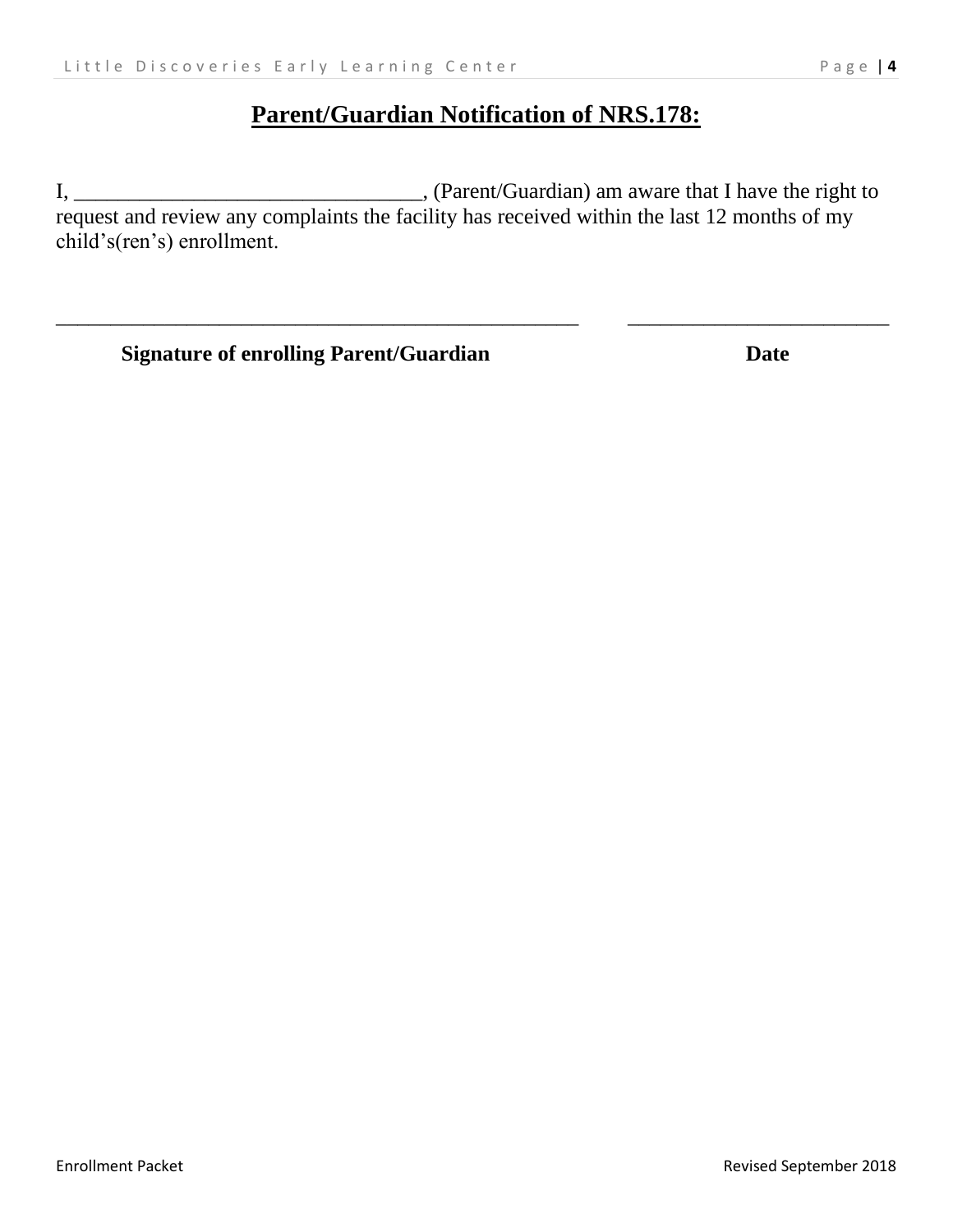# **Parent/Guardian Notification of NRS.178:**

I, ________________________________, (Parent/Guardian) am aware that I have the right to request and review any complaints the facility has received within the last 12 months of my child's(ren's) enrollment.

_____________________________________________________ ________________________

**Signature of enrolling Parent/Guardian** **Date**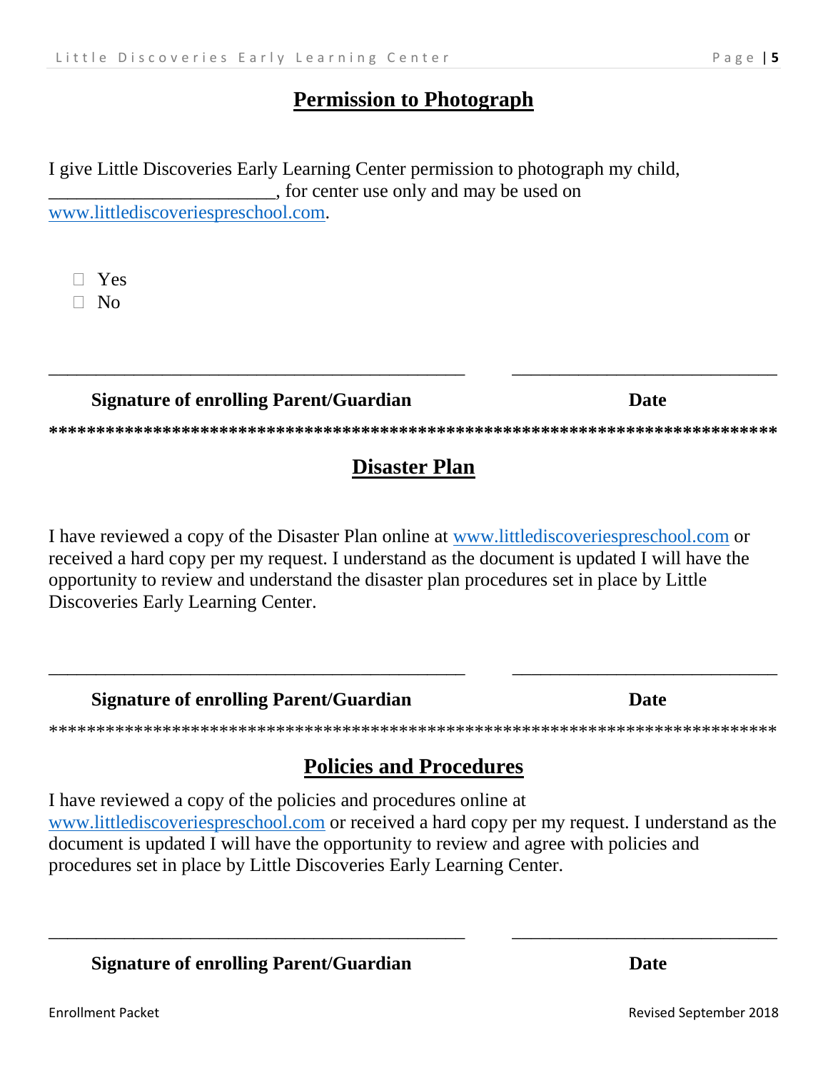## Permission to Photograph

I give Little Discoveries Early Learning Center permission to photograph my child, ________________________, for center use only and may be used on www.littlediscoveriespreschool.com.

- ☐ Yes
- ☐ No

_______________________________________________  ______________________________

**Signature of enrolling Parent/Guardian** **Date**

**************************************************************************

## Disaster Plan

I have reviewed a copy of the Disaster Plan online at www.littlediscoveriespreschool.com or received a hard copy per my request. I understand as the document is updated I will have the opportunity to review and understand the disaster plan procedures set in place by Little Discoveries Early Learning Center.

_______________________________________________  ______________________________

**Signature of enrolling Parent/Guardian** **Date**

**************************************************************************

## Policies and Procedures

I have reviewed a copy of the policies and procedures online at www.littlediscoveriespreschool.com or received a hard copy per my request. I understand as the document is updated I will have the opportunity to review and agree with policies and procedures set in place by Little Discoveries Early Learning Center.

_______________________________________________  ______________________________

**Signature of enrolling Parent/Guardian** **Date**

Enrollment Packet Revised September 2018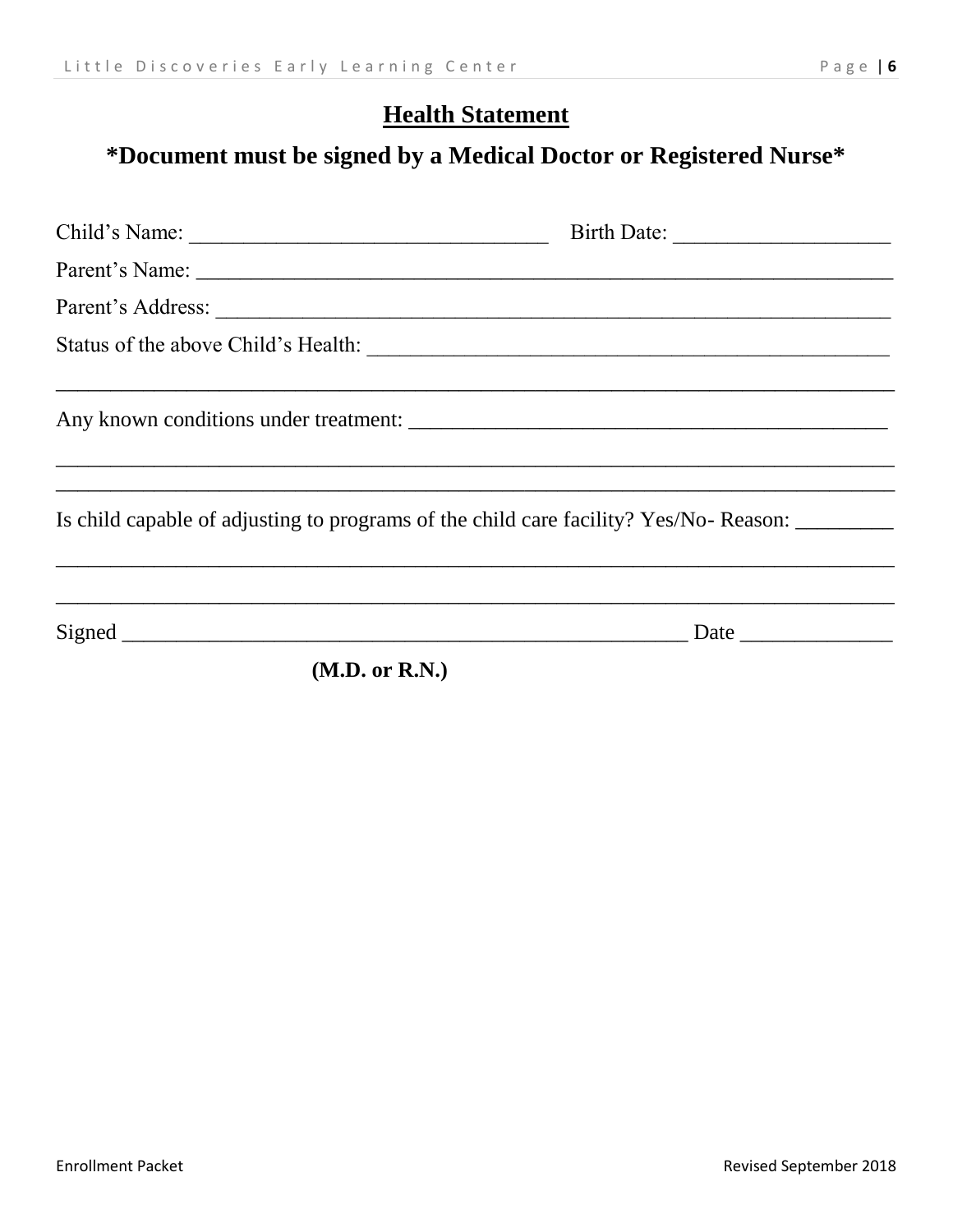## Health Statement

### *Document must be signed by a Medical Doctor or Registered Nurse*

Child's Name: _________________________________ Birth Date: ___________________

Parent's Name: _____________________________________________________________

Parent's Address: ___________________________________________________________

Status of the above Child's Health: _____________________________________________

_____________________________________________________________________________

Any known conditions under treatment: __________________________________________

_____________________________________________________________________________

_____________________________________________________________________________

Is child capable of adjusting to programs of the child care facility? Yes/No- Reason: _________

_____________________________________________________________________________

_____________________________________________________________________________

Signed _____________________________________________________ Date ______________

**(M.D. or R.N.)**